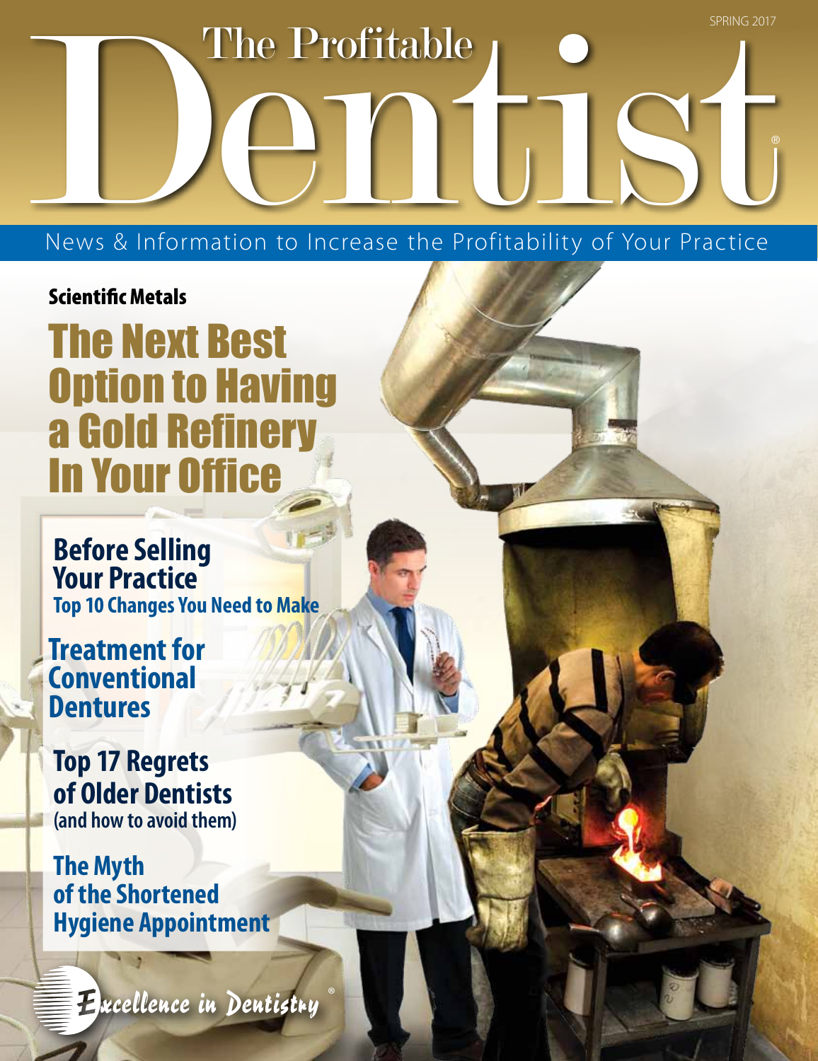SPRING 2017

# The Profitable Dentist®

News & Information to Increase the Profitability of Your Practice

**Scientific Metals**

## The Next Best Option to Having a Gold Refinery In Your Office

## Before Selling Your Practice
**Top 10 Changes You Need to Make**

## Treatment for Conventional Dentures

## Top 17 Regrets of Older Dentists
**(and how to avoid them)**

## The Myth of the Shortened Hygiene Appointment

Excellence in Dentistry®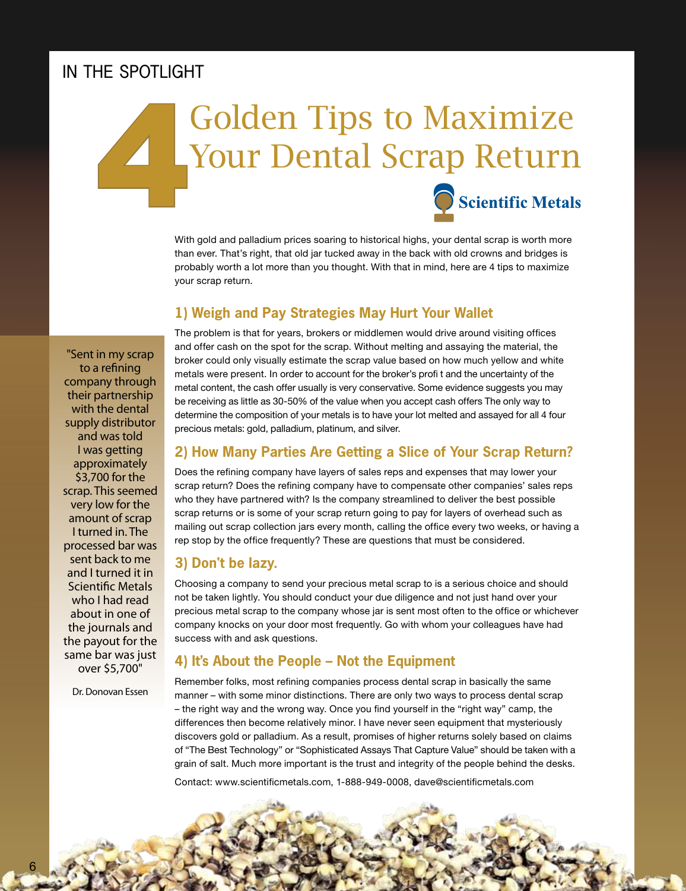IN THE SPOTLIGHT

# 4 Golden Tips to Maximize Your Dental Scrap Return

Scientific Metals

With gold and palladium prices soaring to historical highs, your dental scrap is worth more than ever. That's right, that old jar tucked away in the back with old crowns and bridges is probably worth a lot more than you thought. With that in mind, here are 4 tips to maximize your scrap return.

## 1) Weigh and Pay Strategies May Hurt Your Wallet

The problem is that for years, brokers or middlemen would drive around visiting offices and offer cash on the spot for the scrap. Without melting and assaying the material, the broker could only visually estimate the scrap value based on how much yellow and white metals were present. In order to account for the broker's profi t and the uncertainty of the metal content, the cash offer usually is very conservative. Some evidence suggests you may be receiving as little as 30-50% of the value when you accept cash offers The only way to determine the composition of your metals is to have your lot melted and assayed for all 4 four precious metals: gold, palladium, platinum, and silver.

> "Sent in my scrap to a refining company through their partnership with the dental supply distributor and was told I was getting approximately $3,700 for the scrap. This seemed very low for the amount of scrap I turned in. The processed bar was sent back to me and I turned it in Scientific Metals who I had read about in one of the journals and the payout for the same bar was just over $5,700"
>
> Dr. Donovan Essen

## 2) How Many Parties Are Getting a Slice of Your Scrap Return?

Does the refining company have layers of sales reps and expenses that may lower your scrap return? Does the refining company have to compensate other companies' sales reps who they have partnered with? Is the company streamlined to deliver the best possible scrap returns or is some of your scrap return going to pay for layers of overhead such as mailing out scrap collection jars every month, calling the office every two weeks, or having a rep stop by the office frequently? These are questions that must be considered.

## 3) Don't be lazy.

Choosing a company to send your precious metal scrap to is a serious choice and should not be taken lightly. You should conduct your due diligence and not just hand over your precious metal scrap to the company whose jar is sent most often to the office or whichever company knocks on your door most frequently. Go with whom your colleagues have had success with and ask questions.

## 4) It's About the People – Not the Equipment

Remember folks, most refining companies process dental scrap in basically the same manner – with some minor distinctions. There are only two ways to process dental scrap – the right way and the wrong way. Once you find yourself in the "right way" camp, the differences then become relatively minor. I have never seen equipment that mysteriously discovers gold or palladium. As a result, promises of higher returns solely based on claims of "The Best Technology" or "Sophisticated Assays That Capture Value" should be taken with a grain of salt. Much more important is the trust and integrity of the people behind the desks.

Contact: www.scientificmetals.com, 1-888-949-0008, dave@scientificmetals.com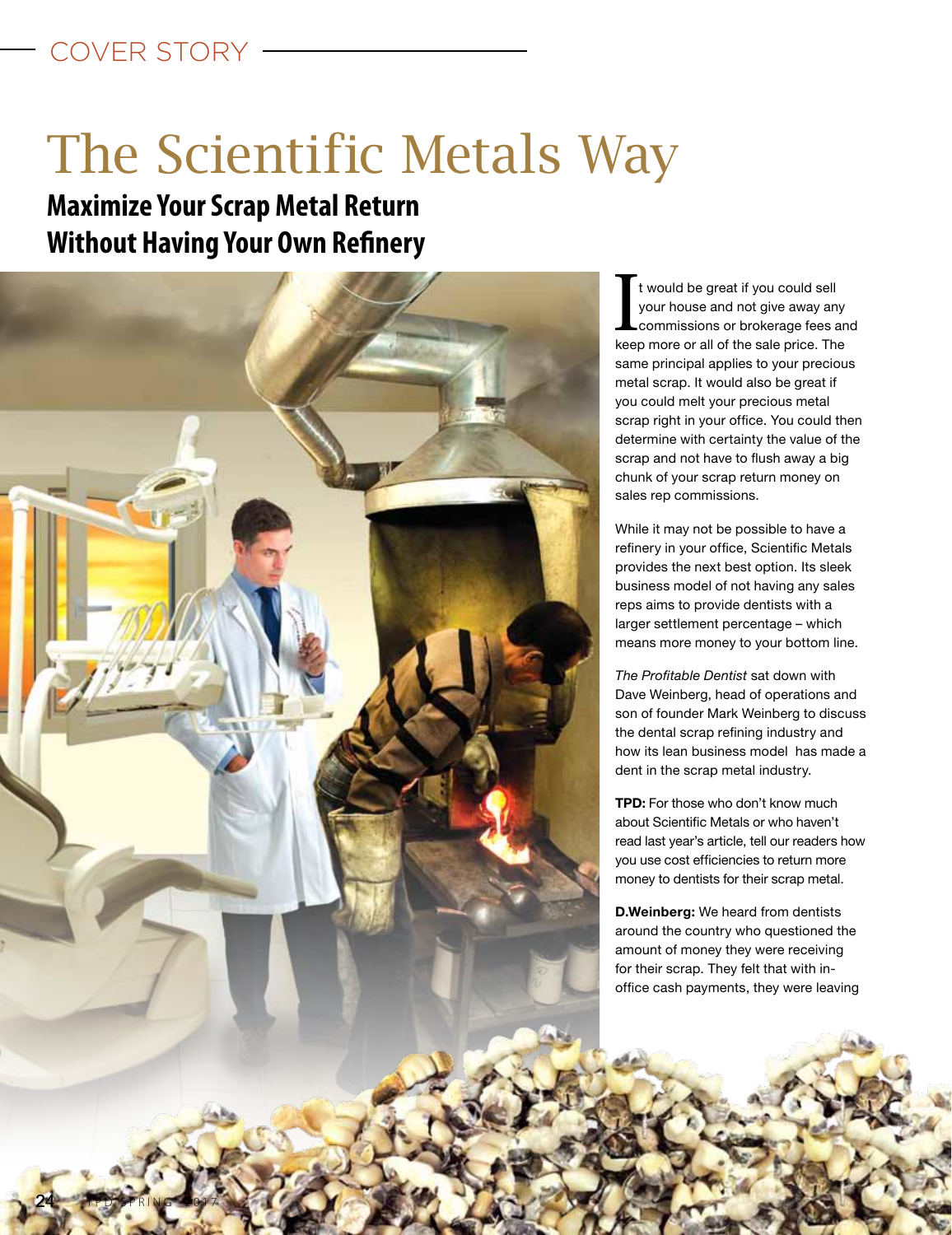COVER STORY

# The Scientific Metals Way

## Maximize Your Scrap Metal Return Without Having Your Own Refinery

It would be great if you could sell your house and not give away any commissions or brokerage fees and keep more or all of the sale price. The same principal applies to your precious metal scrap. It would also be great if you could melt your precious metal scrap right in your office. You could then determine with certainty the value of the scrap and not have to flush away a big chunk of your scrap return money on sales rep commissions.

While it may not be possible to have a refinery in your office, Scientific Metals provides the next best option. Its sleek business model of not having any sales reps aims to provide dentists with a larger settlement percentage – which means more money to your bottom line.

*The Profitable Dentist* sat down with Dave Weinberg, head of operations and son of founder Mark Weinberg to discuss the dental scrap refining industry and how its lean business model has made a dent in the scrap metal industry.

**TPD:** For those who don't know much about Scientific Metals or who haven't read last year's article, tell our readers how you use cost efficiencies to return more money to dentists for their scrap metal.

**D.Weinberg:** We heard from dentists around the country who questioned the amount of money they were receiving for their scrap. They felt that with in-office cash payments, they were leaving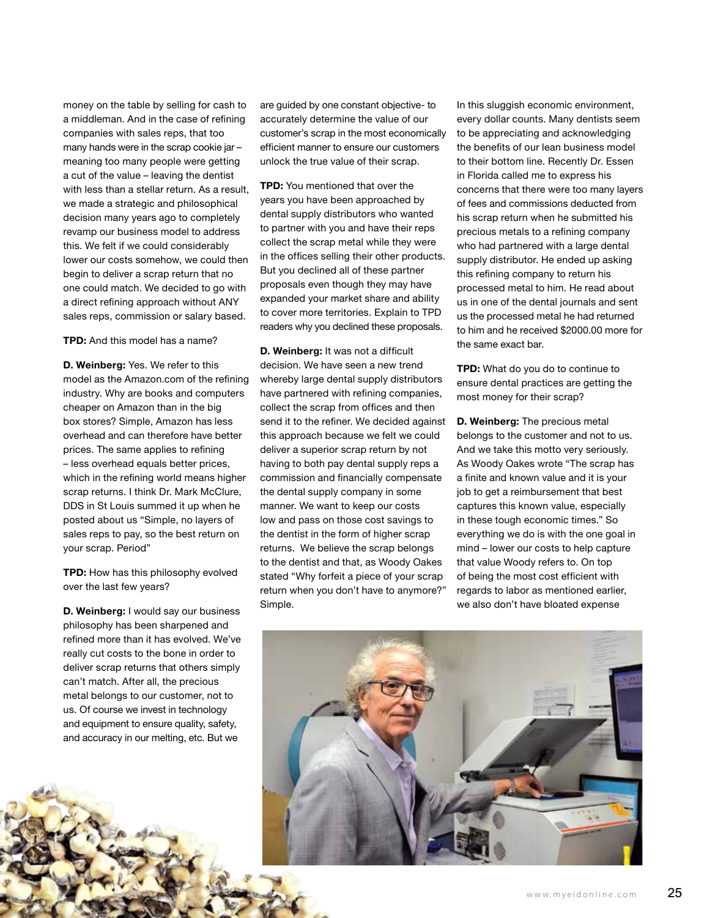money on the table by selling for cash to a middleman. And in the case of refining companies with sales reps, that too many hands were in the scrap cookie jar – meaning too many people were getting a cut of the value – leaving the dentist with less than a stellar return. As a result, we made a strategic and philosophical decision many years ago to completely revamp our business model to address this. We felt if we could considerably lower our costs somehow, we could then begin to deliver a scrap return that no one could match. We decided to go with a direct refining approach without ANY sales reps, commission or salary based.

**TPD:** And this model has a name?

**D. Weinberg:** Yes. We refer to this model as the Amazon.com of the refining industry. Why are books and computers cheaper on Amazon than in the big box stores? Simple, Amazon has less overhead and can therefore have better prices. The same applies to refining – less overhead equals better prices, which in the refining world means higher scrap returns. I think Dr. Mark McClure, DDS in St Louis summed it up when he posted about us "Simple, no layers of sales reps to pay, so the best return on your scrap. Period"

**TPD:** How has this philosophy evolved over the last few years?

**D. Weinberg:** I would say our business philosophy has been sharpened and refined more than it has evolved. We've really cut costs to the bone in order to deliver scrap returns that others simply can't match. After all, the precious metal belongs to our customer, not to us. Of course we invest in technology and equipment to ensure quality, safety, and accuracy in our melting, etc. But we are guided by one constant objective- to accurately determine the value of our customer's scrap in the most economically efficient manner to ensure our customers unlock the true value of their scrap.

**TPD:** You mentioned that over the years you have been approached by dental supply distributors who wanted to partner with you and have their reps collect the scrap metal while they were in the offices selling their other products. But you declined all of these partner proposals even though they may have expanded your market share and ability to cover more territories. Explain to TPD readers why you declined these proposals.

**D. Weinberg:** It was not a difficult decision. We have seen a new trend whereby large dental supply distributors have partnered with refining companies, collect the scrap from offices and then send it to the refiner. We decided against this approach because we felt we could deliver a superior scrap return by not having to both pay dental supply reps a commission and financially compensate the dental supply company in some manner. We want to keep our costs low and pass on those cost savings to the dentist in the form of higher scrap returns. We believe the scrap belongs to the dentist and that, as Woody Oakes stated "Why forfeit a piece of your scrap return when you don't have to anymore?" Simple.

In this sluggish economic environment, every dollar counts. Many dentists seem to be appreciating and acknowledging the benefits of our lean business model to their bottom line. Recently Dr. Essen in Florida called me to express his concerns that there were too many layers of fees and commissions deducted from his scrap return when he submitted his precious metals to a refining company who had partnered with a large dental supply distributor. He ended up asking this refining company to return his processed metal to him. He read about us in one of the dental journals and sent us the processed metal he had returned to him and he received $2000.00 more for the same exact bar.

**TPD:** What do you do to continue to ensure dental practices are getting the most money for their scrap?

**D. Weinberg:** The precious metal belongs to the customer and not to us. And we take this motto very seriously. As Woody Oakes wrote "The scrap has a finite and known value and it is your job to get a reimbursement that best captures this known value, especially in these tough economic times." So everything we do is with the one goal in mind – lower our costs to help capture that value Woody refers to. On top of being the most cost efficient with regards to labor as mentioned earlier, we also don't have bloated expense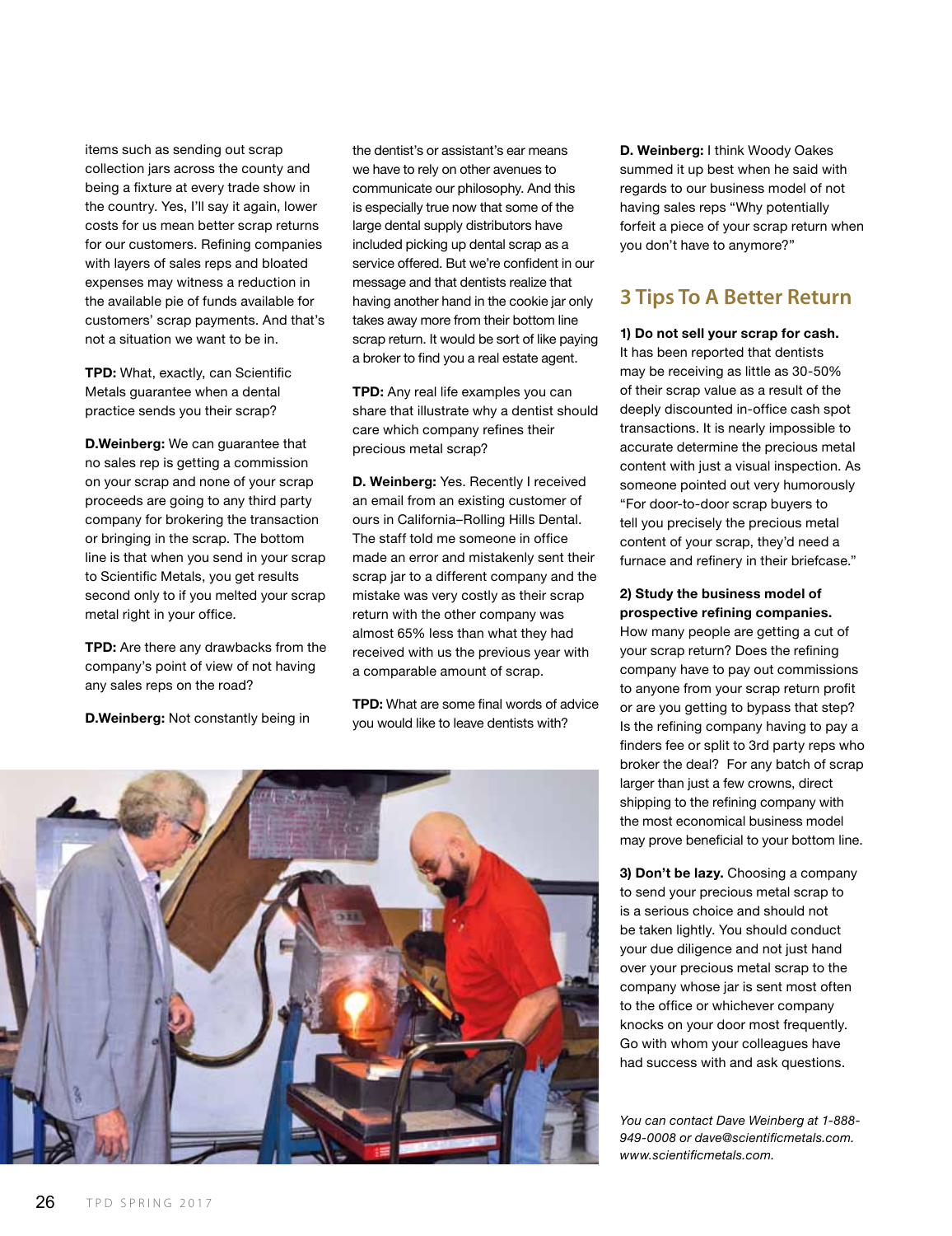items such as sending out scrap collection jars across the county and being a fixture at every trade show in the country. Yes, I'll say it again, lower costs for us mean better scrap returns for our customers. Refining companies with layers of sales reps and bloated expenses may witness a reduction in the available pie of funds available for customers' scrap payments. And that's not a situation we want to be in.

**TPD:** What, exactly, can Scientific Metals guarantee when a dental practice sends you their scrap?

**D.Weinberg:** We can guarantee that no sales rep is getting a commission on your scrap and none of your scrap proceeds are going to any third party company for brokering the transaction or bringing in the scrap. The bottom line is that when you send in your scrap to Scientific Metals, you get results second only to if you melted your scrap metal right in your office.

**TPD:** Are there any drawbacks from the company's point of view of not having any sales reps on the road?

**D.Weinberg:** Not constantly being in the dentist's or assistant's ear means we have to rely on other avenues to communicate our philosophy. And this is especially true now that some of the large dental supply distributors have included picking up dental scrap as a service offered. But we're confident in our message and that dentists realize that having another hand in the cookie jar only takes away more from their bottom line scrap return. It would be sort of like paying a broker to find you a real estate agent.

**TPD:** Any real life examples you can share that illustrate why a dentist should care which company refines their precious metal scrap?

**D. Weinberg:** Yes. Recently I received an email from an existing customer of ours in California–Rolling Hills Dental. The staff told me someone in office made an error and mistakenly sent their scrap jar to a different company and the mistake was very costly as their scrap return with the other company was almost 65% less than what they had received with us the previous year with a comparable amount of scrap.

**TPD:** What are some final words of advice you would like to leave dentists with?

**D. Weinberg:** I think Woody Oakes summed it up best when he said with regards to our business model of not having sales reps "Why potentially forfeit a piece of your scrap return when you don't have to anymore?"

## 3 Tips To A Better Return

**1) Do not sell your scrap for cash.** It has been reported that dentists may be receiving as little as 30-50% of their scrap value as a result of the deeply discounted in-office cash spot transactions. It is nearly impossible to accurate determine the precious metal content with just a visual inspection. As someone pointed out very humorously "For door-to-door scrap buyers to tell you precisely the precious metal content of your scrap, they'd need a furnace and refinery in their briefcase."

**2) Study the business model of prospective refining companies.** How many people are getting a cut of your scrap return? Does the refining company have to pay out commissions to anyone from your scrap return profit or are you getting to bypass that step? Is the refining company having to pay a finders fee or split to 3rd party reps who broker the deal? For any batch of scrap larger than just a few crowns, direct shipping to the refining company with the most economical business model may prove beneficial to your bottom line.

**3) Don't be lazy.** Choosing a company to send your precious metal scrap to is a serious choice and should not be taken lightly. You should conduct your due diligence and not just hand over your precious metal scrap to the company whose jar is sent most often to the office or whichever company knocks on your door most frequently. Go with whom your colleagues have had success with and ask questions.

*You can contact Dave Weinberg at 1-888-949-0008 or dave@scientificmetals.com. www.scientificmetals.com.*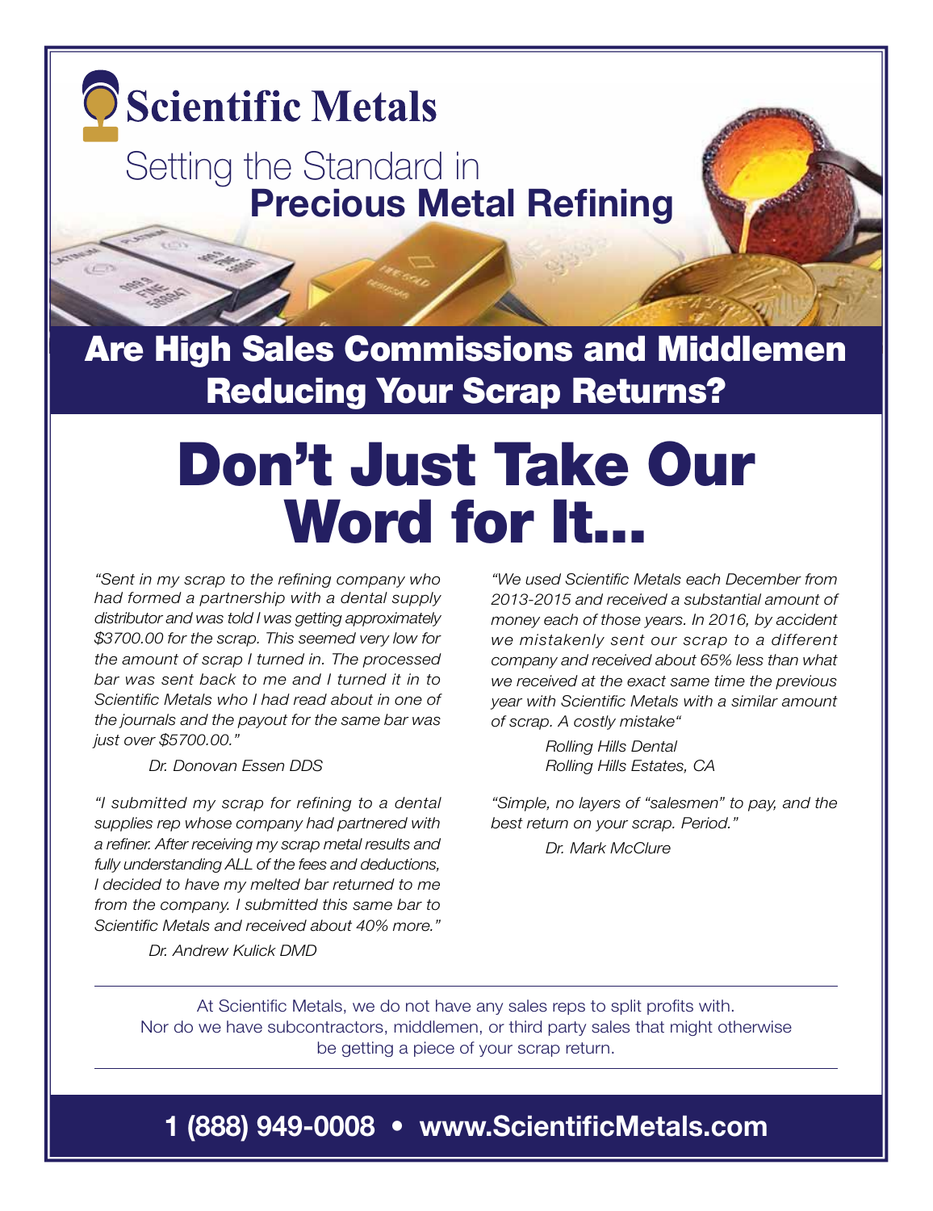# Scientific Metals

Setting the Standard in
**Precious Metal Refining**

## Are High Sales Commissions and Middlemen Reducing Your Scrap Returns?

# Don't Just Take Our Word for It...

*"Sent in my scrap to the refining company who had formed a partnership with a dental supply distributor and was told I was getting approximately $3700.00 for the scrap. This seemed very low for the amount of scrap I turned in. The processed bar was sent back to me and I turned it in to Scientific Metals who I had read about in one of the journals and the payout for the same bar was just over $5700.00."*

*Dr. Donovan Essen DDS*

*"I submitted my scrap for refining to a dental supplies rep whose company had partnered with a refiner. After receiving my scrap metal results and fully understanding ALL of the fees and deductions, I decided to have my melted bar returned to me from the company. I submitted this same bar to Scientific Metals and received about 40% more."*

*Dr. Andrew Kulick DMD*

*"We used Scientific Metals each December from 2013-2015 and received a substantial amount of money each of those years. In 2016, by accident we mistakenly sent our scrap to a different company and received about 65% less than what we received at the exact same time the previous year with Scientific Metals with a similar amount of scrap. A costly mistake"*

*Rolling Hills Dental*
*Rolling Hills Estates, CA*

*"Simple, no layers of "salesmen" to pay, and the best return on your scrap. Period."*

*Dr. Mark McClure*

---

At Scientific Metals, we do not have any sales reps to split profits with.
Nor do we have subcontractors, middlemen, or third party sales that might otherwise be getting a piece of your scrap return.

---

**1 (888) 949-0008 • www.ScientificMetals.com**